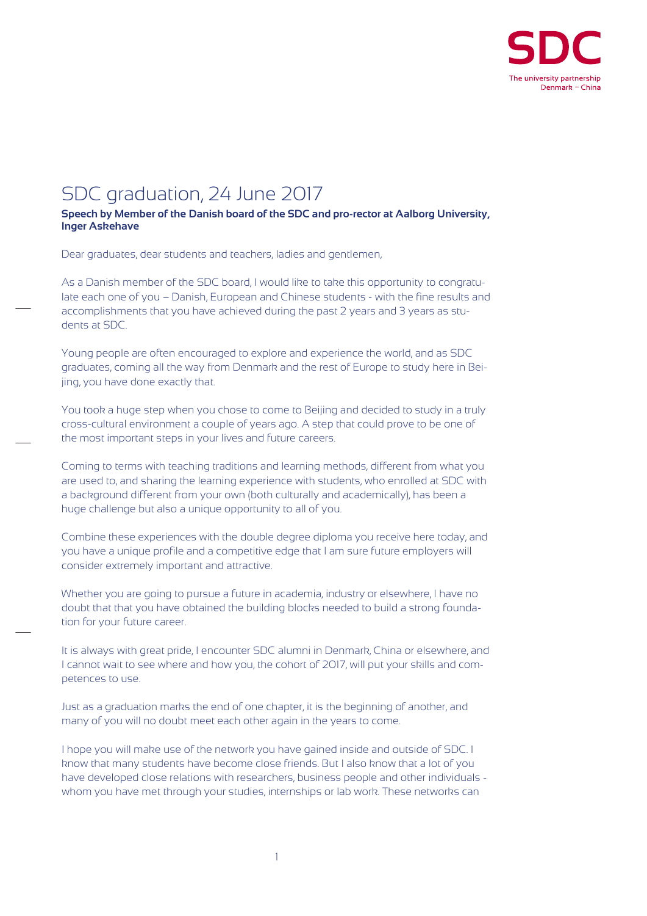SDC

The university partnership Denmark – China

# SDC graduation, 24 June 2017

**Speech by Member of the Danish board of the SDC and pro-rector at Aalborg University, Inger Askehave**

Dear graduates, dear students and teachers, ladies and gentlemen,

As a Danish member of the SDC board, I would like to take this opportunity to congratulate each one of you – Danish, European and Chinese students - with the fine results and accomplishments that you have achieved during the past 2 years and 3 years as students at SDC.

Young people are often encouraged to explore and experience the world, and as SDC graduates, coming all the way from Denmark and the rest of Europe to study here in Beijing, you have done exactly that.

You took a huge step when you chose to come to Beijing and decided to study in a truly cross-cultural environment a couple of years ago. A step that could prove to be one of the most important steps in your lives and future careers.

Coming to terms with teaching traditions and learning methods, different from what you are used to, and sharing the learning experience with students, who enrolled at SDC with a background different from your own (both culturally and academically), has been a huge challenge but also a unique opportunity to all of you.

Combine these experiences with the double degree diploma you receive here today, and you have a unique profile and a competitive edge that I am sure future employers will consider extremely important and attractive.

Whether you are going to pursue a future in academia, industry or elsewhere, I have no doubt that that you have obtained the building blocks needed to build a strong foundation for your future career.

It is always with great pride, I encounter SDC alumni in Denmark, China or elsewhere, and I cannot wait to see where and how you, the cohort of 2017, will put your skills and competences to use.

Just as a graduation marks the end of one chapter, it is the beginning of another, and many of you will no doubt meet each other again in the years to come.

I hope you will make use of the network you have gained inside and outside of SDC. I know that many students have become close friends. But I also know that a lot of you have developed close relations with researchers, business people and other individuals - whom you have met through your studies, internships or lab work. These networks can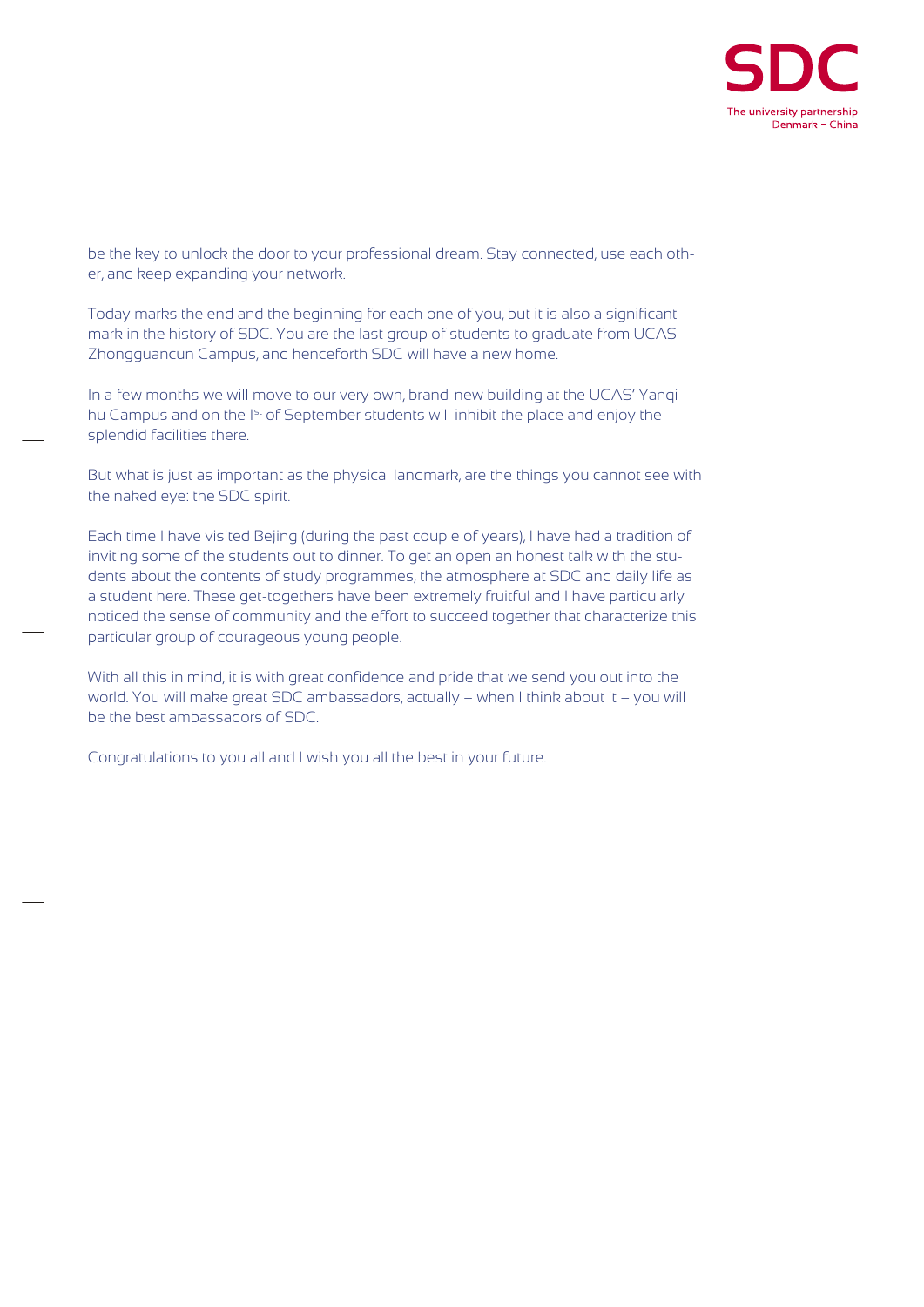be the key to unlock the door to your professional dream. Stay connected, use each other, and keep expanding your network.

Today marks the end and the beginning for each one of you, but it is also a significant mark in the history of SDC. You are the last group of students to graduate from UCAS' Zhongguancun Campus, and henceforth SDC will have a new home.

In a few months we will move to our very own, brand-new building at the UCAS' Yanqihu Campus and on the 1st of September students will inhibit the place and enjoy the splendid facilities there.

But what is just as important as the physical landmark, are the things you cannot see with the naked eye: the SDC spirit.

Each time I have visited Bejing (during the past couple of years), I have had a tradition of inviting some of the students out to dinner. To get an open an honest talk with the students about the contents of study programmes, the atmosphere at SDC and daily life as a student here. These get-togethers have been extremely fruitful and I have particularly noticed the sense of community and the effort to succeed together that characterize this particular group of courageous young people.

With all this in mind, it is with great confidence and pride that we send you out into the world. You will make great SDC ambassadors, actually – when I think about it – you will be the best ambassadors of SDC.

Congratulations to you all and I wish you all the best in your future.